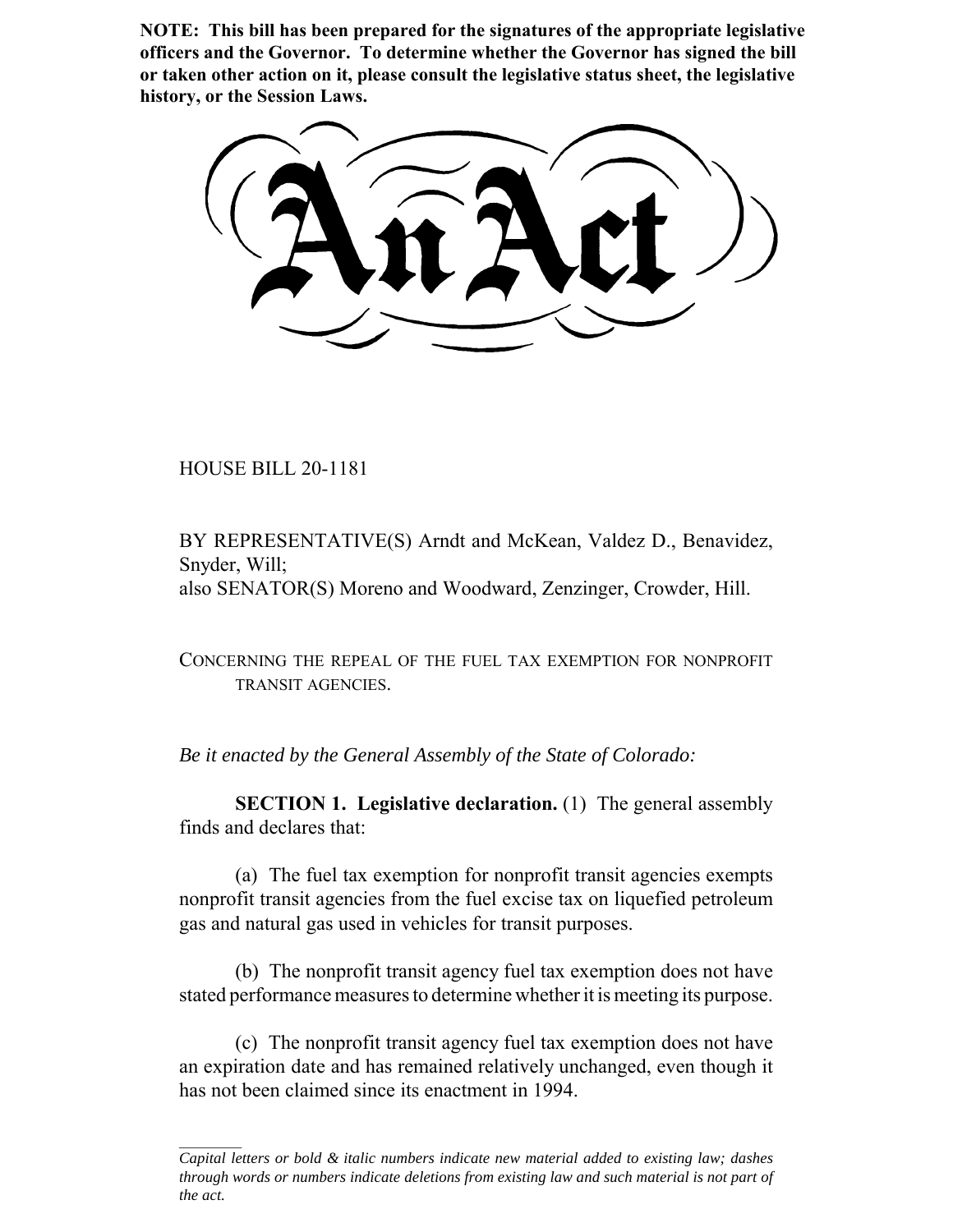**NOTE: This bill has been prepared for the signatures of the appropriate legislative officers and the Governor. To determine whether the Governor has signed the bill or taken other action on it, please consult the legislative status sheet, the legislative history, or the Session Laws.**

# An Act

HOUSE BILL 20-1181

BY REPRESENTATIVE(S) Arndt and McKean, Valdez D., Benavidez, Snyder, Will;
also SENATOR(S) Moreno and Woodward, Zenzinger, Crowder, Hill.

CONCERNING THE REPEAL OF THE FUEL TAX EXEMPTION FOR NONPROFIT TRANSIT AGENCIES.

*Be it enacted by the General Assembly of the State of Colorado:*

**SECTION 1. Legislative declaration.** (1) The general assembly finds and declares that:

(a) The fuel tax exemption for nonprofit transit agencies exempts nonprofit transit agencies from the fuel excise tax on liquefied petroleum gas and natural gas used in vehicles for transit purposes.

(b) The nonprofit transit agency fuel tax exemption does not have stated performance measures to determine whether it is meeting its purpose.

(c) The nonprofit transit agency fuel tax exemption does not have an expiration date and has remained relatively unchanged, even though it has not been claimed since its enactment in 1994.

---

*Capital letters or bold & italic numbers indicate new material added to existing law; dashes through words or numbers indicate deletions from existing law and such material is not part of the act.*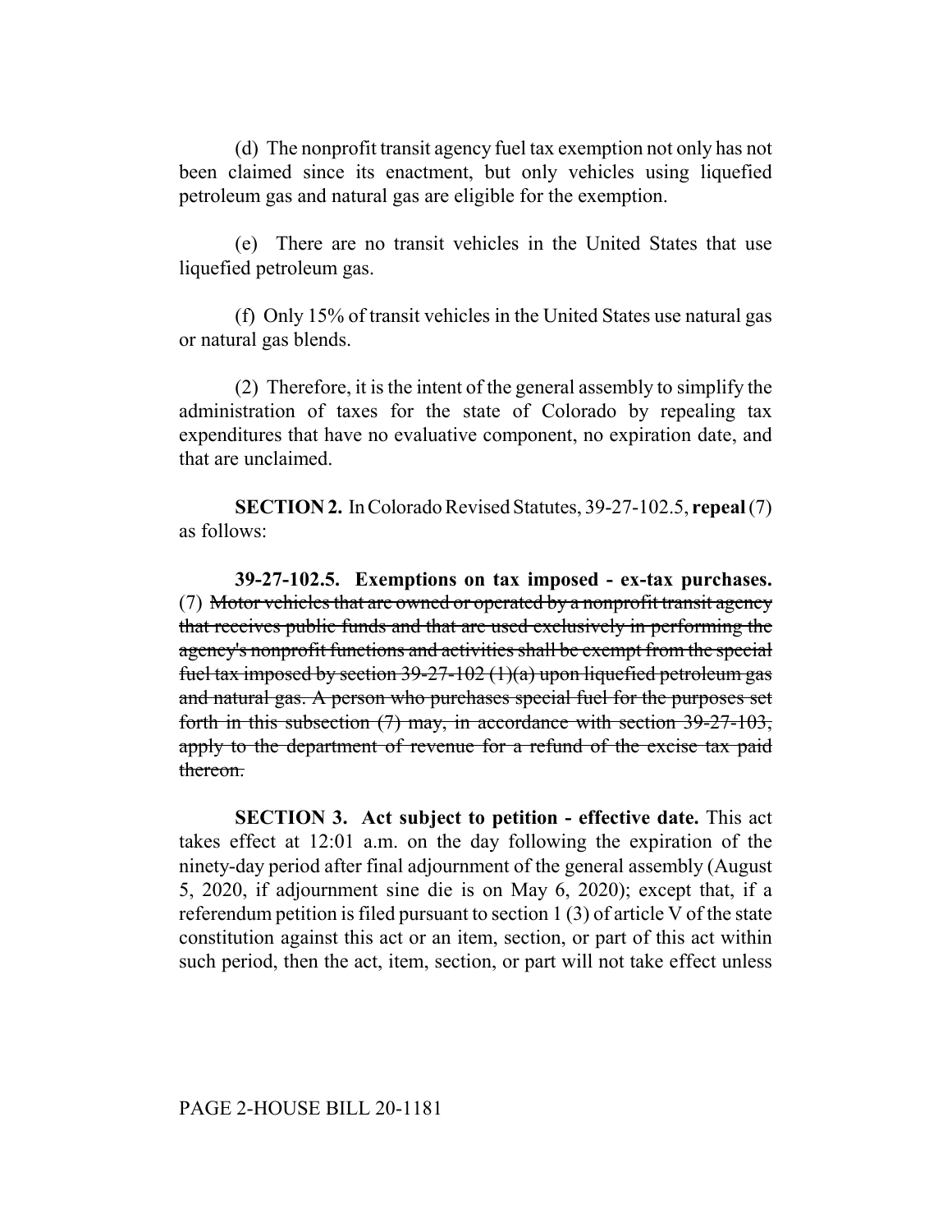(d) The nonprofit transit agency fuel tax exemption not only has not been claimed since its enactment, but only vehicles using liquefied petroleum gas and natural gas are eligible for the exemption.

(e) There are no transit vehicles in the United States that use liquefied petroleum gas.

(f) Only 15% of transit vehicles in the United States use natural gas or natural gas blends.

(2) Therefore, it is the intent of the general assembly to simplify the administration of taxes for the state of Colorado by repealing tax expenditures that have no evaluative component, no expiration date, and that are unclaimed.

**SECTION 2.** In Colorado Revised Statutes, 39-27-102.5, **repeal** (7) as follows:

**39-27-102.5. Exemptions on tax imposed - ex-tax purchases.** (7) ~~Motor vehicles that are owned or operated by a nonprofit transit agency that receives public funds and that are used exclusively in performing the agency's nonprofit functions and activities shall be exempt from the special fuel tax imposed by section 39-27-102 (1)(a) upon liquefied petroleum gas and natural gas. A person who purchases special fuel for the purposes set forth in this subsection (7) may, in accordance with section 39-27-103, apply to the department of revenue for a refund of the excise tax paid thereon.~~

**SECTION 3. Act subject to petition - effective date.** This act takes effect at 12:01 a.m. on the day following the expiration of the ninety-day period after final adjournment of the general assembly (August 5, 2020, if adjournment sine die is on May 6, 2020); except that, if a referendum petition is filed pursuant to section 1 (3) of article V of the state constitution against this act or an item, section, or part of this act within such period, then the act, item, section, or part will not take effect unless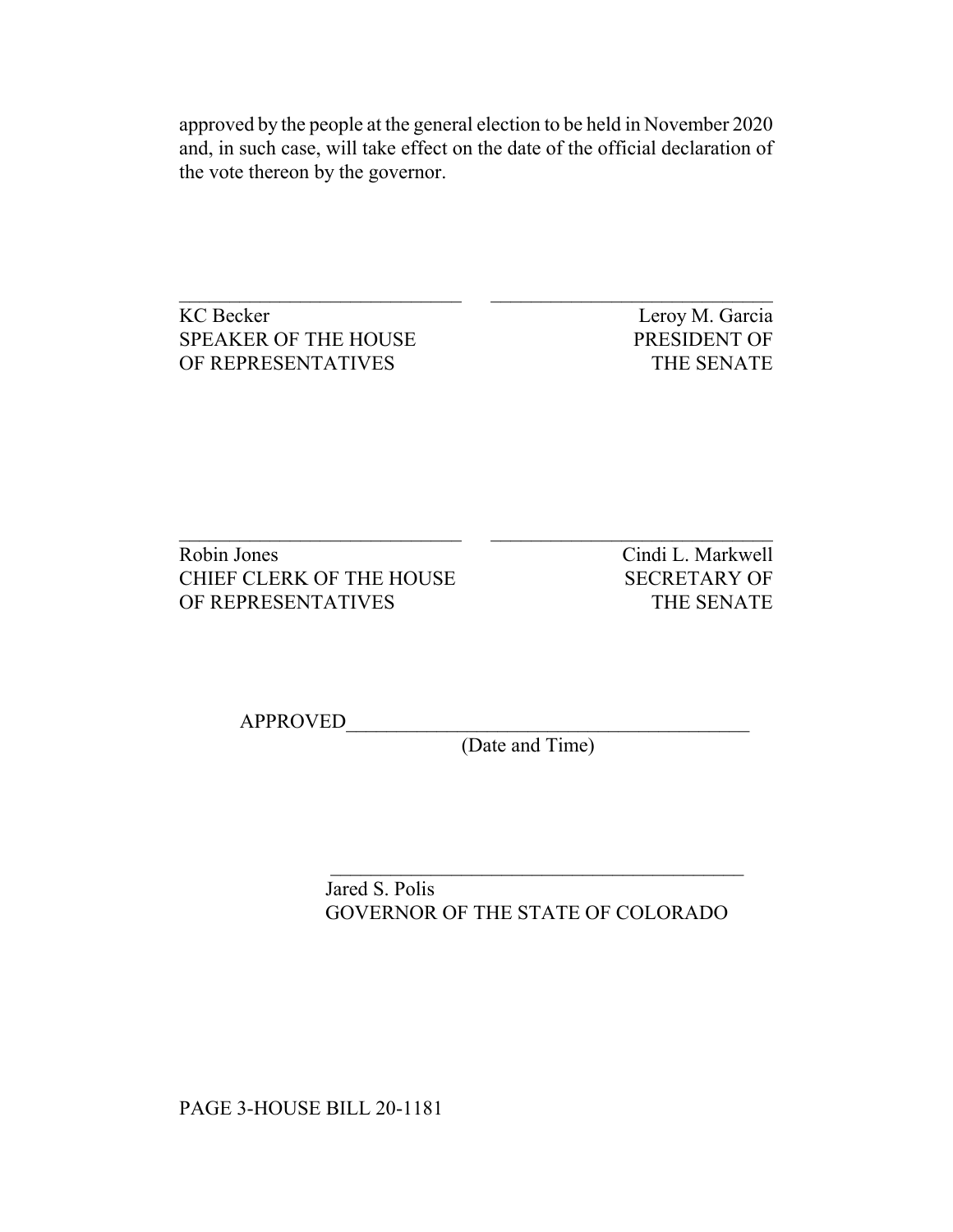approved by the people at the general election to be held in November 2020 and, in such case, will take effect on the date of the official declaration of the vote thereon by the governor.

____________________________ ____________________________
KC Becker
SPEAKER OF THE HOUSE
OF REPRESENTATIVES

Leroy M. Garcia
PRESIDENT OF
THE SENATE

____________________________ ____________________________
Robin Jones
CHIEF CLERK OF THE HOUSE
OF REPRESENTATIVES

Cindi L. Markwell
SECRETARY OF
THE SENATE

APPROVED________________________________________
(Date and Time)

_________________________________________
Jared S. Polis
GOVERNOR OF THE STATE OF COLORADO

PAGE 3-HOUSE BILL 20-1181